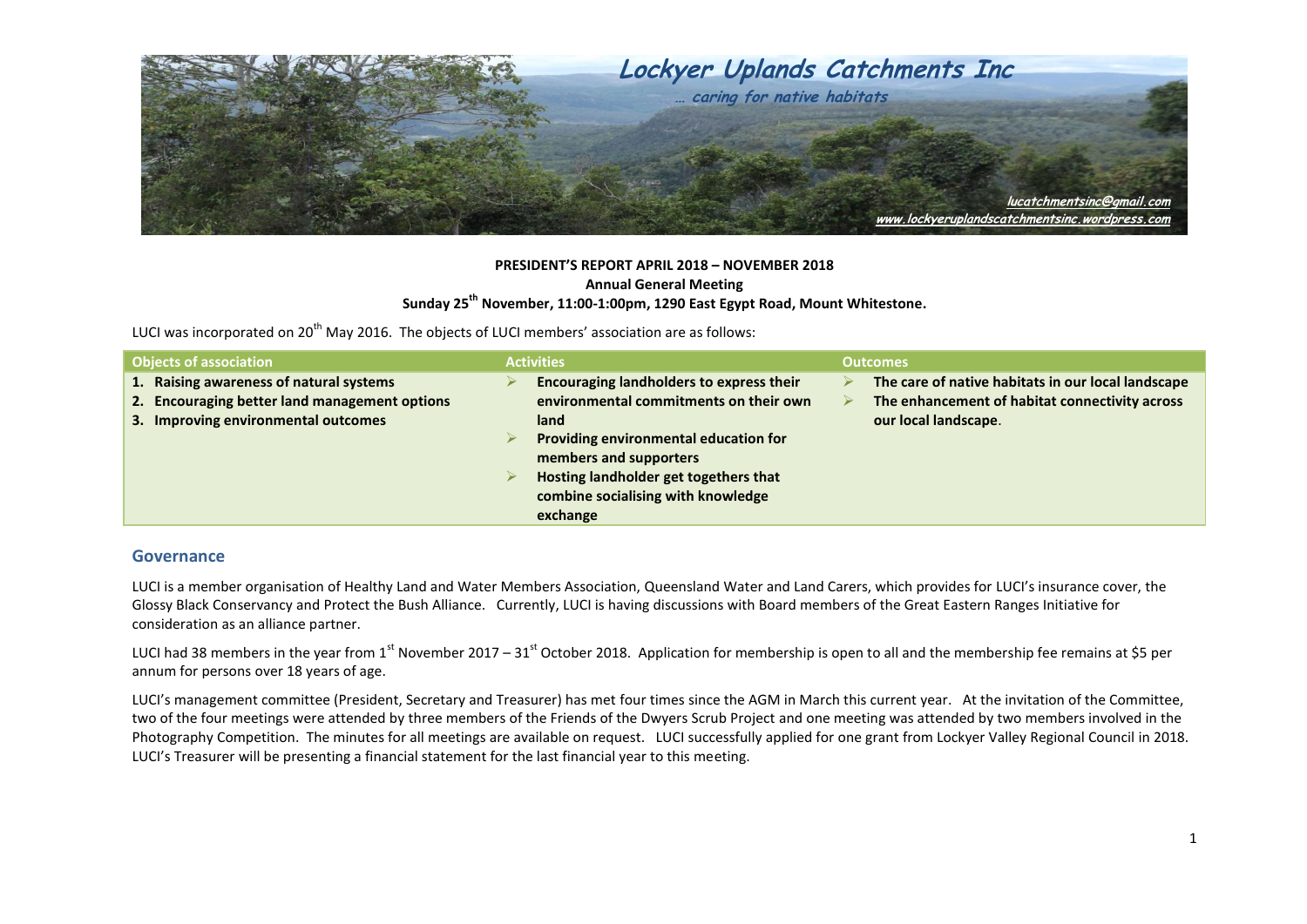# Lockyer Uplands Catchments Inc

*… caring for native habitats*

lucatchmentsinc@gmail.com
www.lockyeruplandscatchmentsinc.wordpress.com

**PRESIDENT'S REPORT APRIL 2018 – NOVEMBER 2018**
**Annual General Meeting**
**Sunday 25th November, 11:00-1:00pm, 1290 East Egypt Road, Mount Whitestone.**

LUCI was incorporated on 20th May 2016. The objects of LUCI members' association are as follows:

| Objects of association | Activities | Outcomes |
|---|---|---|
| 1. **Raising awareness of natural systems**<br>2. **Encouraging better land management options**<br>3. **Improving environmental outcomes** | ➢ **Encouraging landholders to express their environmental commitments on their own land**<br>➢ **Providing environmental education for members and supporters**<br>➢ **Hosting landholder get togethers that combine socialising with knowledge exchange** | ➢ **The care of native habitats in our local landscape**<br>➢ **The enhancement of habitat connectivity across our local landscape.** |

## Governance

LUCI is a member organisation of Healthy Land and Water Members Association, Queensland Water and Land Carers, which provides for LUCI's insurance cover, the Glossy Black Conservancy and Protect the Bush Alliance. Currently, LUCI is having discussions with Board members of the Great Eastern Ranges Initiative for consideration as an alliance partner.

LUCI had 38 members in the year from 1st November 2017 – 31st October 2018. Application for membership is open to all and the membership fee remains at $5 per annum for persons over 18 years of age.

LUCI's management committee (President, Secretary and Treasurer) has met four times since the AGM in March this current year. At the invitation of the Committee, two of the four meetings were attended by three members of the Friends of the Dwyers Scrub Project and one meeting was attended by two members involved in the Photography Competition. The minutes for all meetings are available on request. LUCI successfully applied for one grant from Lockyer Valley Regional Council in 2018. LUCI's Treasurer will be presenting a financial statement for the last financial year to this meeting.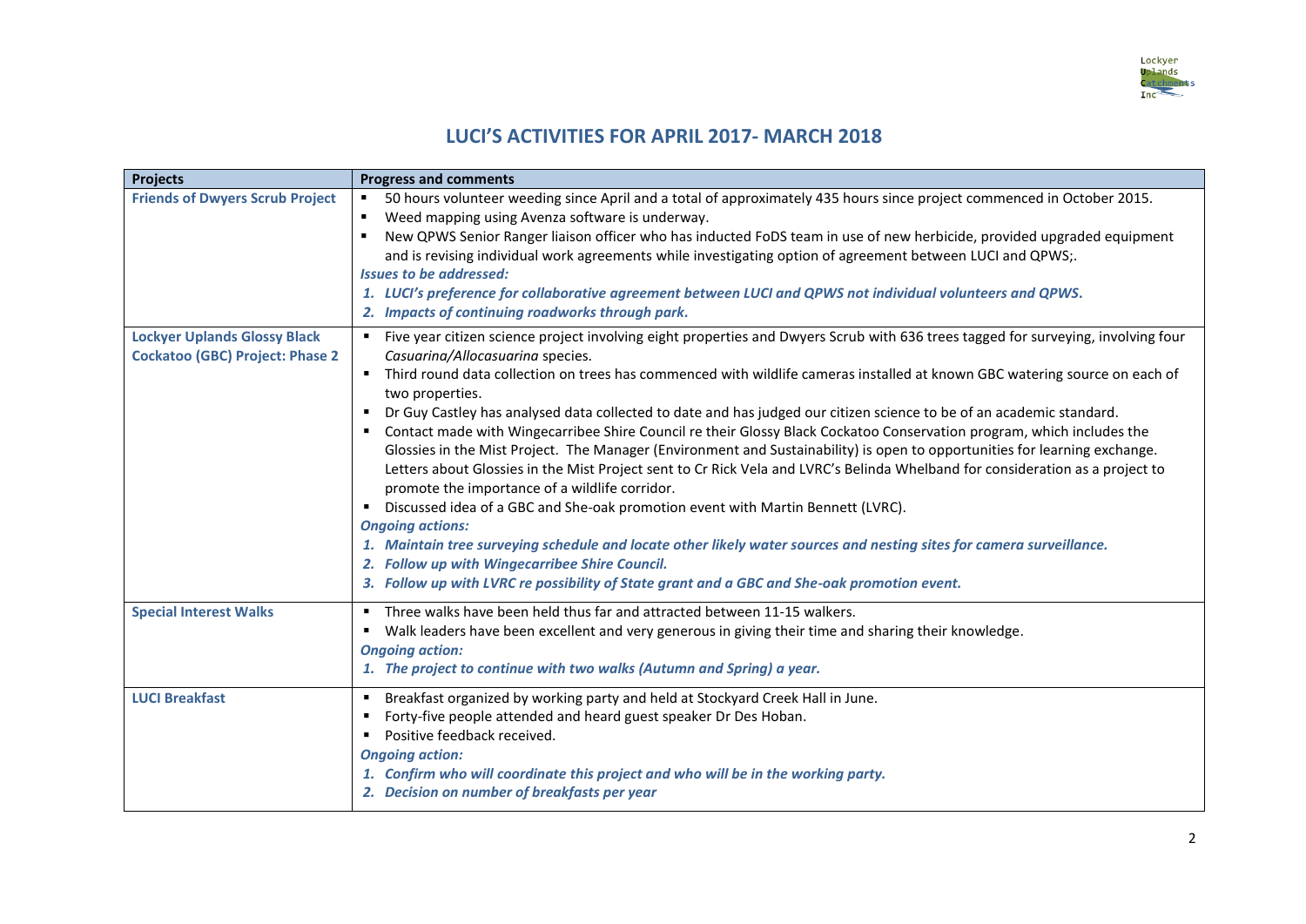# LUCI'S ACTIVITIES FOR APRIL 2017- MARCH 2018

| Projects | Progress and comments |
|---|---|
| **Friends of Dwyers Scrub Project** | ▪ 50 hours volunteer weeding since April and a total of approximately 435 hours since project commenced in October 2015.<br>▪ Weed mapping using Avenza software is underway.<br>▪ New QPWS Senior Ranger liaison officer who has inducted FoDS team in use of new herbicide, provided upgraded equipment and is revising individual work agreements while investigating option of agreement between LUCI and QPWS;.<br>***Issues to be addressed:***<br>***1. LUCI's preference for collaborative agreement between LUCI and QPWS not individual volunteers and QPWS.***<br>***2. Impacts of continuing roadworks through park.*** |
| **Lockyer Uplands Glossy Black Cockatoo (GBC) Project: Phase 2** | ▪ Five year citizen science project involving eight properties and Dwyers Scrub with 636 trees tagged for surveying, involving four *Casuarina/Allocasuarina* species.<br>▪ Third round data collection on trees has commenced with wildlife cameras installed at known GBC watering source on each of two properties.<br>▪ Dr Guy Castley has analysed data collected to date and has judged our citizen science to be of an academic standard.<br>▪ Contact made with Wingecarribee Shire Council re their Glossy Black Cockatoo Conservation program, which includes the Glossies in the Mist Project. The Manager (Environment and Sustainability) is open to opportunities for learning exchange. Letters about Glossies in the Mist Project sent to Cr Rick Vela and LVRC's Belinda Whelband for consideration as a project to promote the importance of a wildlife corridor.<br>▪ Discussed idea of a GBC and She-oak promotion event with Martin Bennett (LVRC).<br>***Ongoing actions:***<br>***1. Maintain tree surveying schedule and locate other likely water sources and nesting sites for camera surveillance.***<br>***2. Follow up with Wingecarribee Shire Council.***<br>***3. Follow up with LVRC re possibility of State grant and a GBC and She-oak promotion event.*** |
| **Special Interest Walks** | ▪ Three walks have been held thus far and attracted between 11-15 walkers.<br>▪ Walk leaders have been excellent and very generous in giving their time and sharing their knowledge.<br>***Ongoing action:***<br>***1. The project to continue with two walks (Autumn and Spring) a year.*** |
| **LUCI Breakfast** | ▪ Breakfast organized by working party and held at Stockyard Creek Hall in June.<br>▪ Forty-five people attended and heard guest speaker Dr Des Hoban.<br>▪ Positive feedback received.<br>***Ongoing action:***<br>***1. Confirm who will coordinate this project and who will be in the working party.***<br>***2. Decision on number of breakfasts per year*** |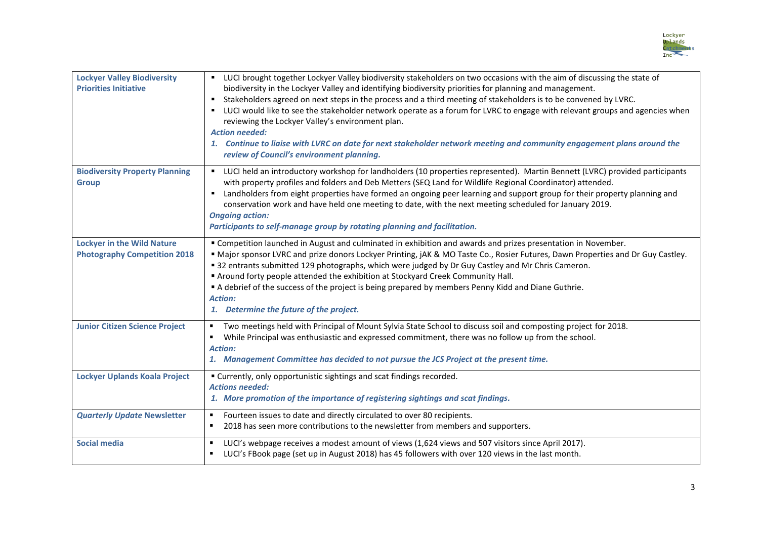| | |
|---|---|
| **Lockyer Valley Biodiversity Priorities Initiative** | ▪ LUCI brought together Lockyer Valley biodiversity stakeholders on two occasions with the aim of discussing the state of biodiversity in the Lockyer Valley and identifying biodiversity priorities for planning and management.<br>▪ Stakeholders agreed on next steps in the process and a third meeting of stakeholders is to be convened by LVRC.<br>▪ LUCI would like to see the stakeholder network operate as a forum for LVRC to engage with relevant groups and agencies when reviewing the Lockyer Valley's environment plan.<br>***Action needed:***<br>***1. Continue to liaise with LVRC on date for next stakeholder network meeting and community engagement plans around the review of Council's environment planning.*** |
| **Biodiversity Property Planning Group** | ▪ LUCI held an introductory workshop for landholders (10 properties represented). Martin Bennett (LVRC) provided participants with property profiles and folders and Deb Metters (SEQ Land for Wildlife Regional Coordinator) attended.<br>▪ Landholders from eight properties have formed an ongoing peer learning and support group for their property planning and conservation work and have held one meeting to date, with the next meeting scheduled for January 2019.<br>***Ongoing action:***<br>***Participants to self-manage group by rotating planning and facilitation.*** |
| **Lockyer in the Wild Nature Photography Competition 2018** | ▪ Competition launched in August and culminated in exhibition and awards and prizes presentation in November.<br>▪ Major sponsor LVRC and prize donors Lockyer Printing, jAK & MO Taste Co., Rosier Futures, Dawn Properties and Dr Guy Castley.<br>▪ 32 entrants submitted 129 photographs, which were judged by Dr Guy Castley and Mr Chris Cameron.<br>▪ Around forty people attended the exhibition at Stockyard Creek Community Hall.<br>▪ A debrief of the success of the project is being prepared by members Penny Kidd and Diane Guthrie.<br>***Action:***<br>***1. Determine the future of the project.*** |
| **Junior Citizen Science Project** | ▪ Two meetings held with Principal of Mount Sylvia State School to discuss soil and composting project for 2018.<br>▪ While Principal was enthusiastic and expressed commitment, there was no follow up from the school.<br>***Action:***<br>***1. Management Committee has decided to not pursue the JCS Project at the present time.*** |
| **Lockyer Uplands Koala Project** | ▪ Currently, only opportunistic sightings and scat findings recorded.<br>***Actions needed:***<br>***1. More promotion of the importance of registering sightings and scat findings.*** |
| ***Quarterly Update* Newsletter** | ▪ Fourteen issues to date and directly circulated to over 80 recipients.<br>▪ 2018 has seen more contributions to the newsletter from members and supporters. |
| **Social media** | ▪ LUCI's webpage receives a modest amount of views (1,624 views and 507 visitors since April 2017).<br>▪ LUCI's FBook page (set up in August 2018) has 45 followers with over 120 views in the last month. |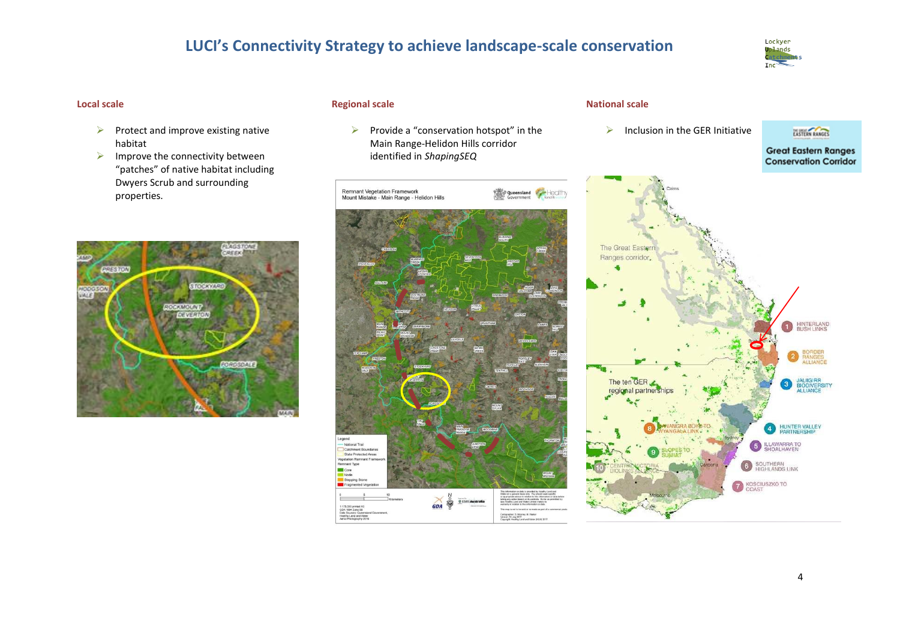# LUCI's Connectivity Strategy to achieve landscape-scale conservation

### Local scale

- Protect and improve existing native habitat
- Improve the connectivity between "patches" of native habitat including Dwyers Scrub and surrounding properties.

### Regional scale

- Provide a "conservation hotspot" in the Main Range-Helidon Hills corridor identified in *ShapingSEQ*

### National scale

- Inclusion in the GER Initiative

Great Eastern Ranges Conservation Corridor